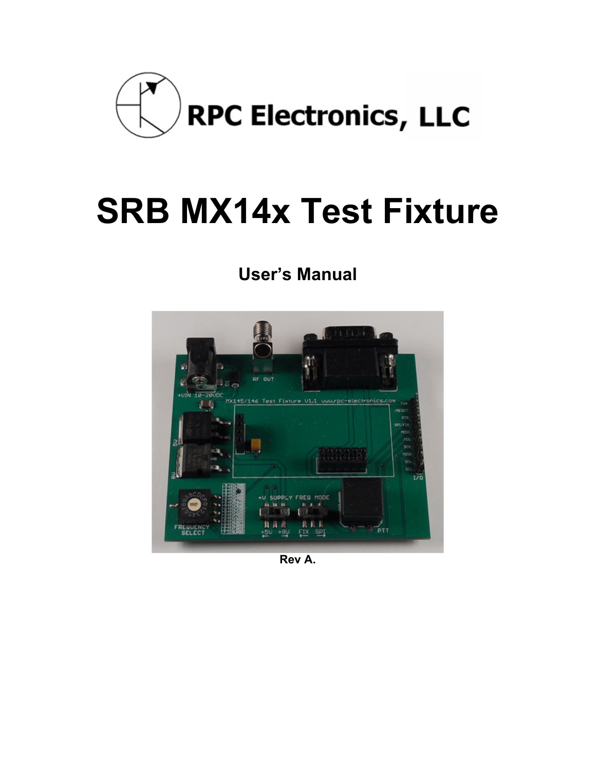RPC Electronics, LLC

# SRB MX14x Test Fixture

## User's Manual

**Rev A.**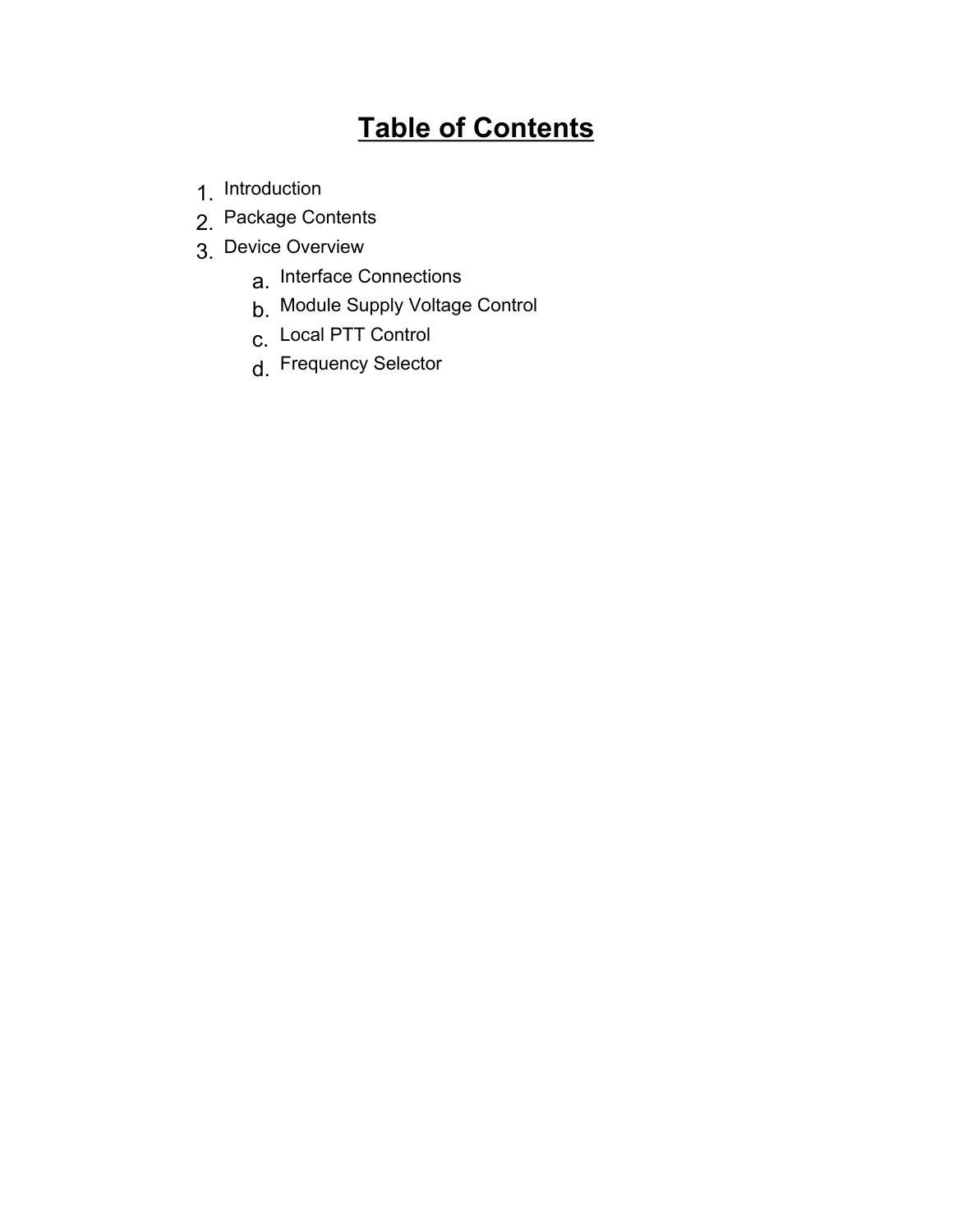# Table of Contents

1. Introduction
2. Package Contents
3. Device Overview
    a. Interface Connections
    b. Module Supply Voltage Control
    c. Local PTT Control
    d. Frequency Selector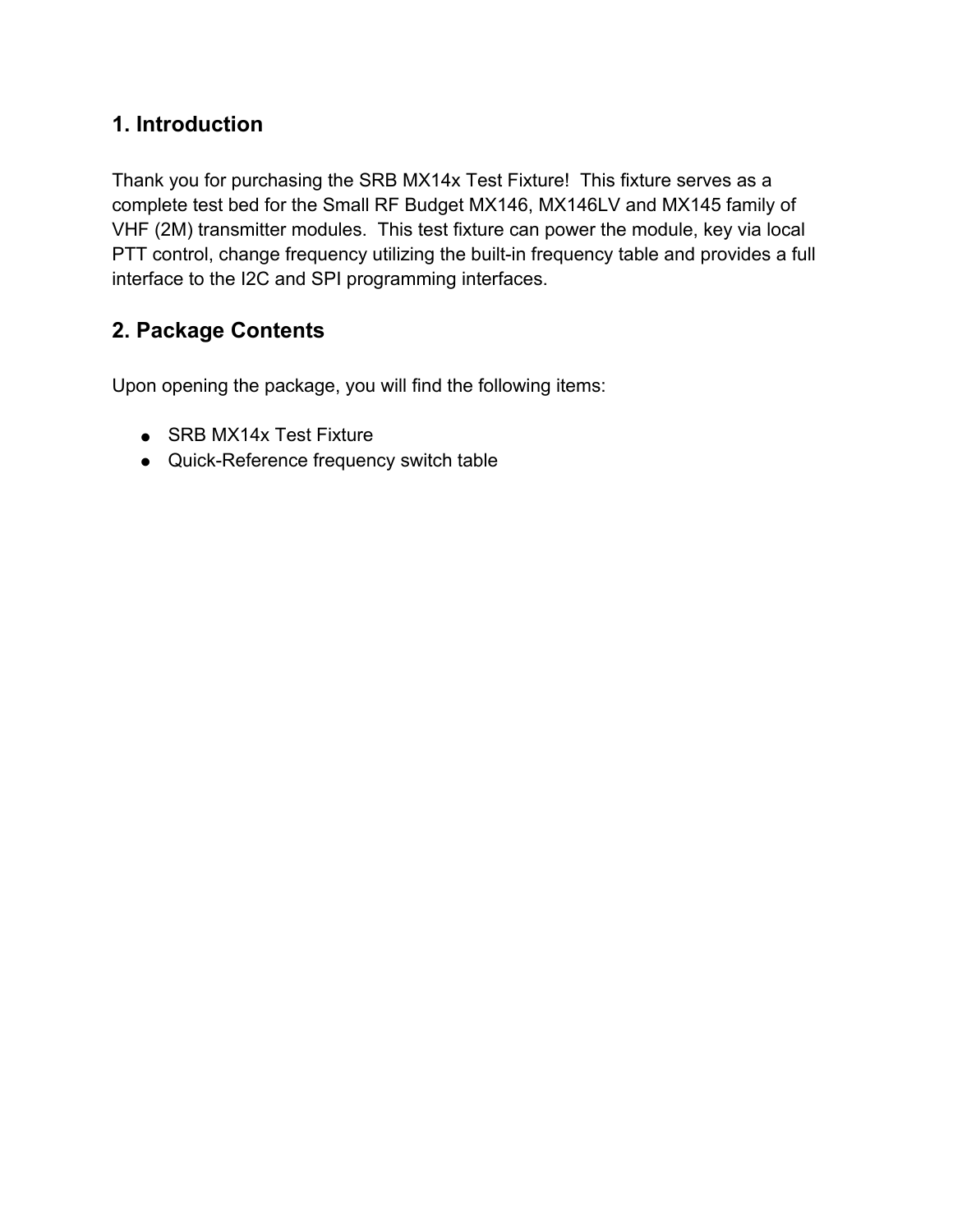## 1. Introduction

Thank you for purchasing the SRB MX14x Test Fixture!  This fixture serves as a complete test bed for the Small RF Budget MX146, MX146LV and MX145 family of VHF (2M) transmitter modules.  This test fixture can power the module, key via local PTT control, change frequency utilizing the built-in frequency table and provides a full interface to the I2C and SPI programming interfaces.

## 2. Package Contents

Upon opening the package, you will find the following items:

- SRB MX14x Test Fixture
- Quick-Reference frequency switch table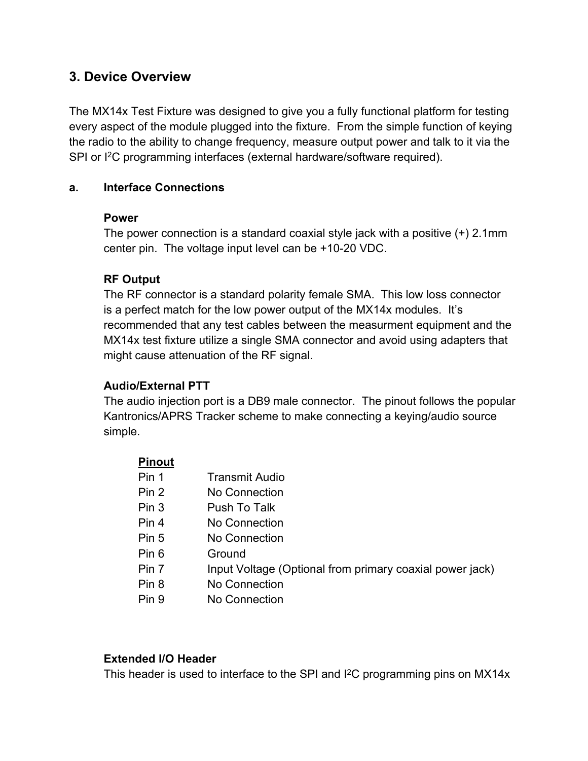## 3. Device Overview

The MX14x Test Fixture was designed to give you a fully functional platform for testing every aspect of the module plugged into the fixture. From the simple function of keying the radio to the ability to change frequency, measure output power and talk to it via the SPI or I$^2$C programming interfaces (external hardware/software required).

### a. Interface Connections

**Power**
The power connection is a standard coaxial style jack with a positive (+) 2.1mm center pin. The voltage input level can be +10-20 VDC.

**RF Output**
The RF connector is a standard polarity female SMA. This low loss connector is a perfect match for the low power output of the MX14x modules. It's recommended that any test cables between the measurment equipment and the MX14x test fixture utilize a single SMA connector and avoid using adapters that might cause attenuation of the RF signal.

**Audio/External PTT**
The audio injection port is a DB9 male connector. The pinout follows the popular Kantronics/APRS Tracker scheme to make connecting a keying/audio source simple.

<u>**Pinout**</u>

| Pin | Function |
|---|---|
| Pin 1 | Transmit Audio |
| Pin 2 | No Connection |
| Pin 3 | Push To Talk |
| Pin 4 | No Connection |
| Pin 5 | No Connection |
| Pin 6 | Ground |
| Pin 7 | Input Voltage (Optional from primary coaxial power jack) |
| Pin 8 | No Connection |
| Pin 9 | No Connection |

**Extended I/O Header**
This header is used to interface to the SPI and I$^2$C programming pins on MX14x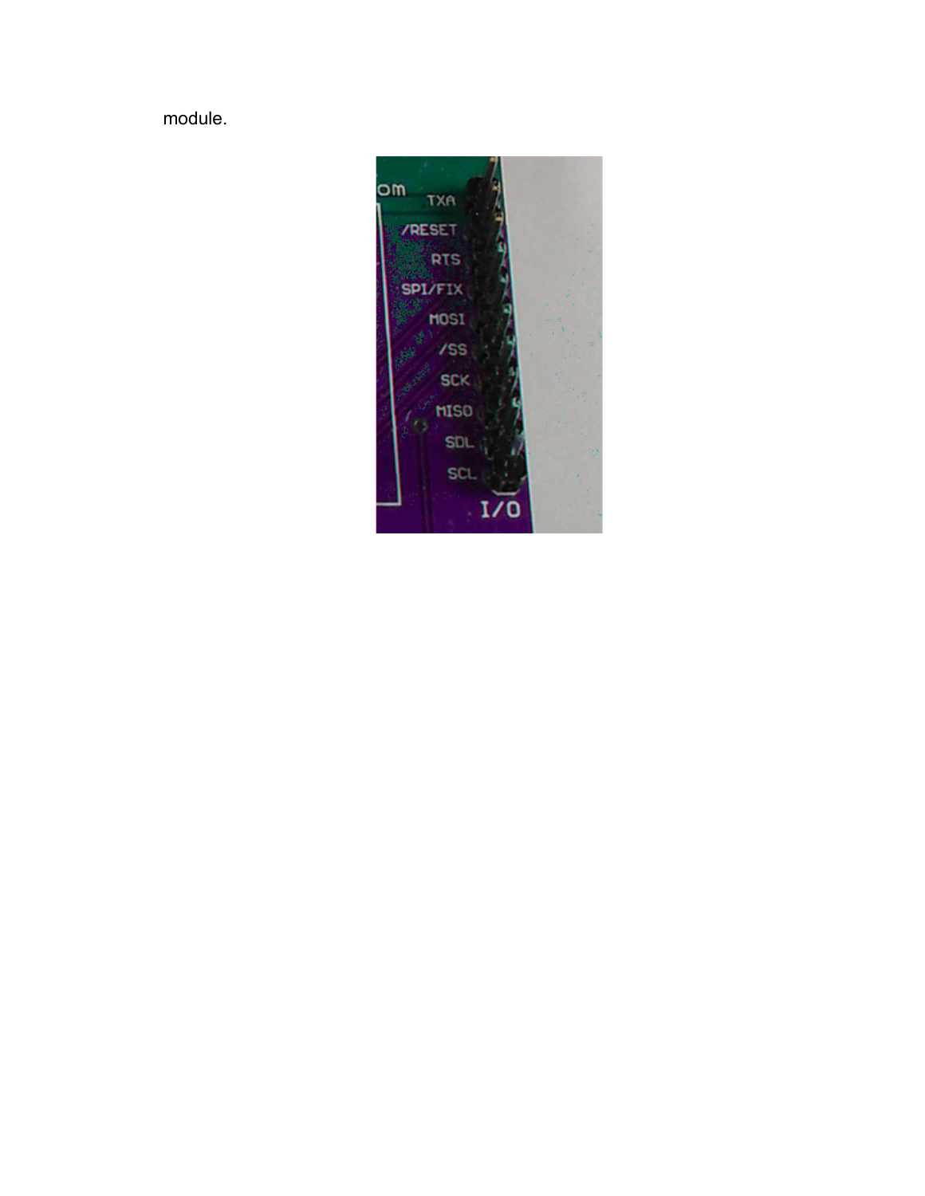module.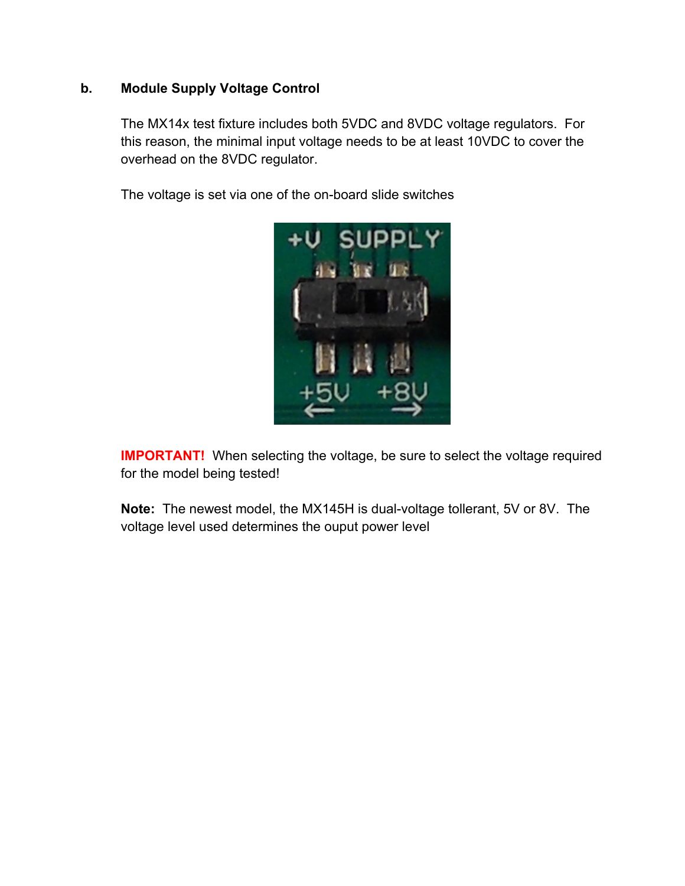### b. Module Supply Voltage Control

The MX14x test fixture includes both 5VDC and 8VDC voltage regulators. For this reason, the minimal input voltage needs to be at least 10VDC to cover the overhead on the 8VDC regulator.

The voltage is set via one of the on-board slide switches

**IMPORTANT!** When selecting the voltage, be sure to select the voltage required for the model being tested!

**Note:** The newest model, the MX145H is dual-voltage tollerant, 5V or 8V. The voltage level used determines the ouput power level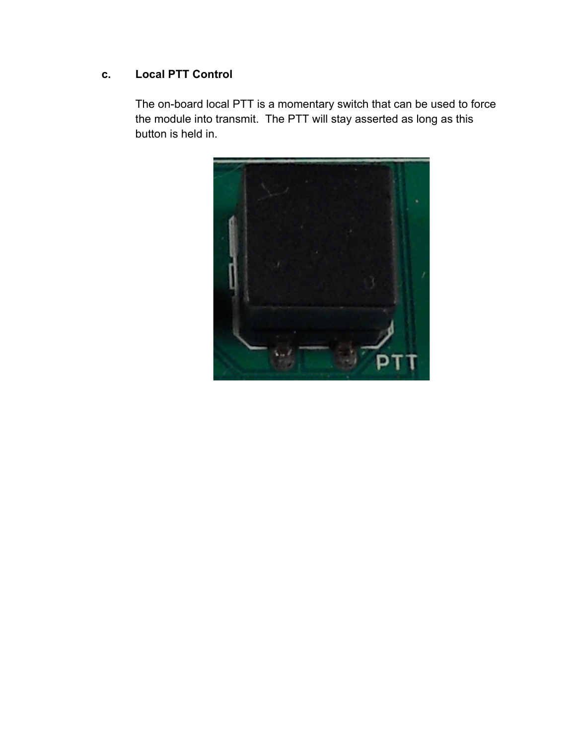### c. Local PTT Control

The on-board local PTT is a momentary switch that can be used to force the module into transmit. The PTT will stay asserted as long as this button is held in.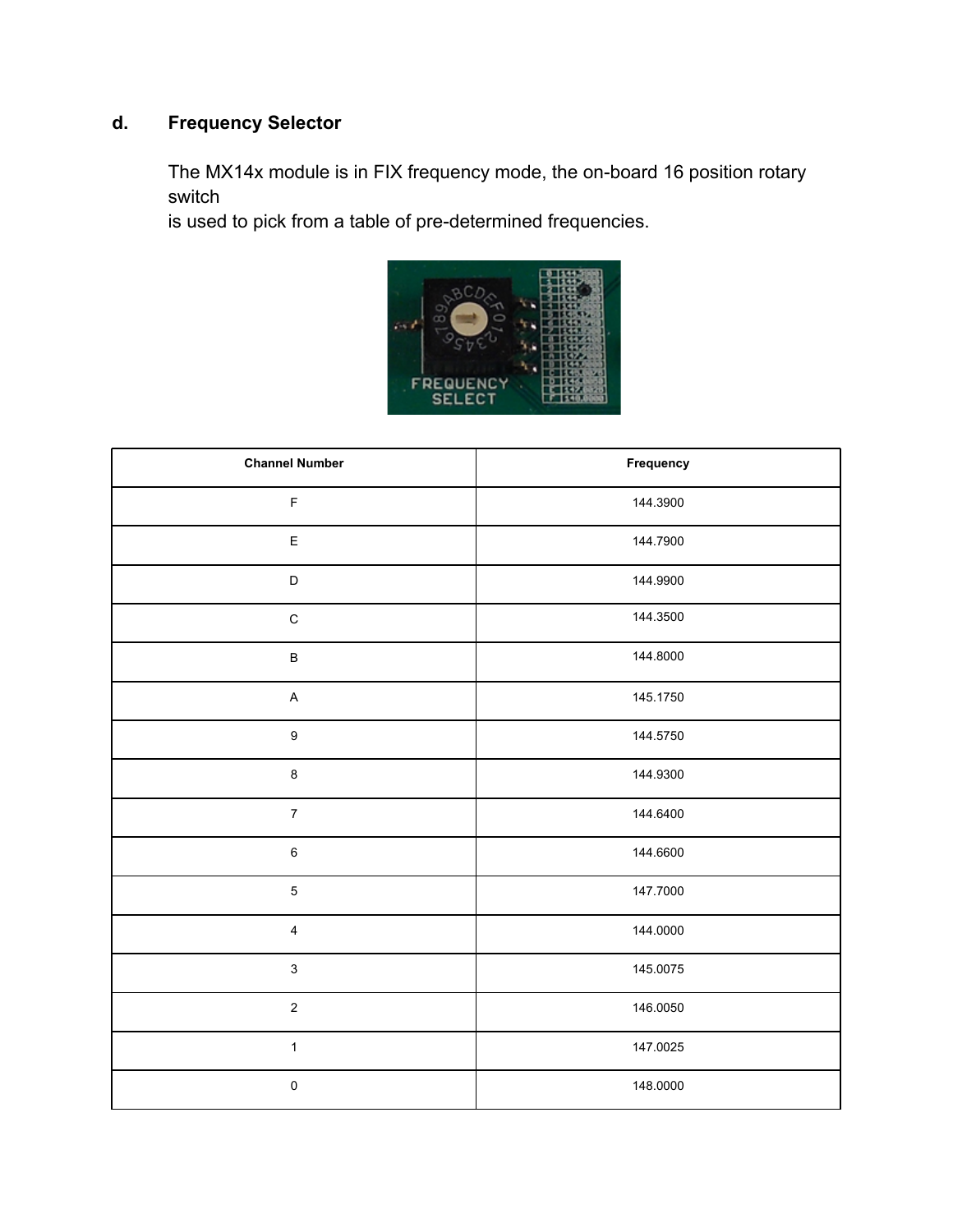### d. Frequency Selector

The MX14x module is in FIX frequency mode, the on-board 16 position rotary switch
is used to pick from a table of pre-determined frequencies.

| Channel Number | Frequency |
|---|---|
| F | 144.3900 |
| E | 144.7900 |
| D | 144.9900 |
| C | 144.3500 |
| B | 144.8000 |
| A | 145.1750 |
| 9 | 144.5750 |
| 8 | 144.9300 |
| 7 | 144.6400 |
| 6 | 144.6600 |
| 5 | 147.7000 |
| 4 | 144.0000 |
| 3 | 145.0075 |
| 2 | 146.0050 |
| 1 | 147.0025 |
| 0 | 148.0000 |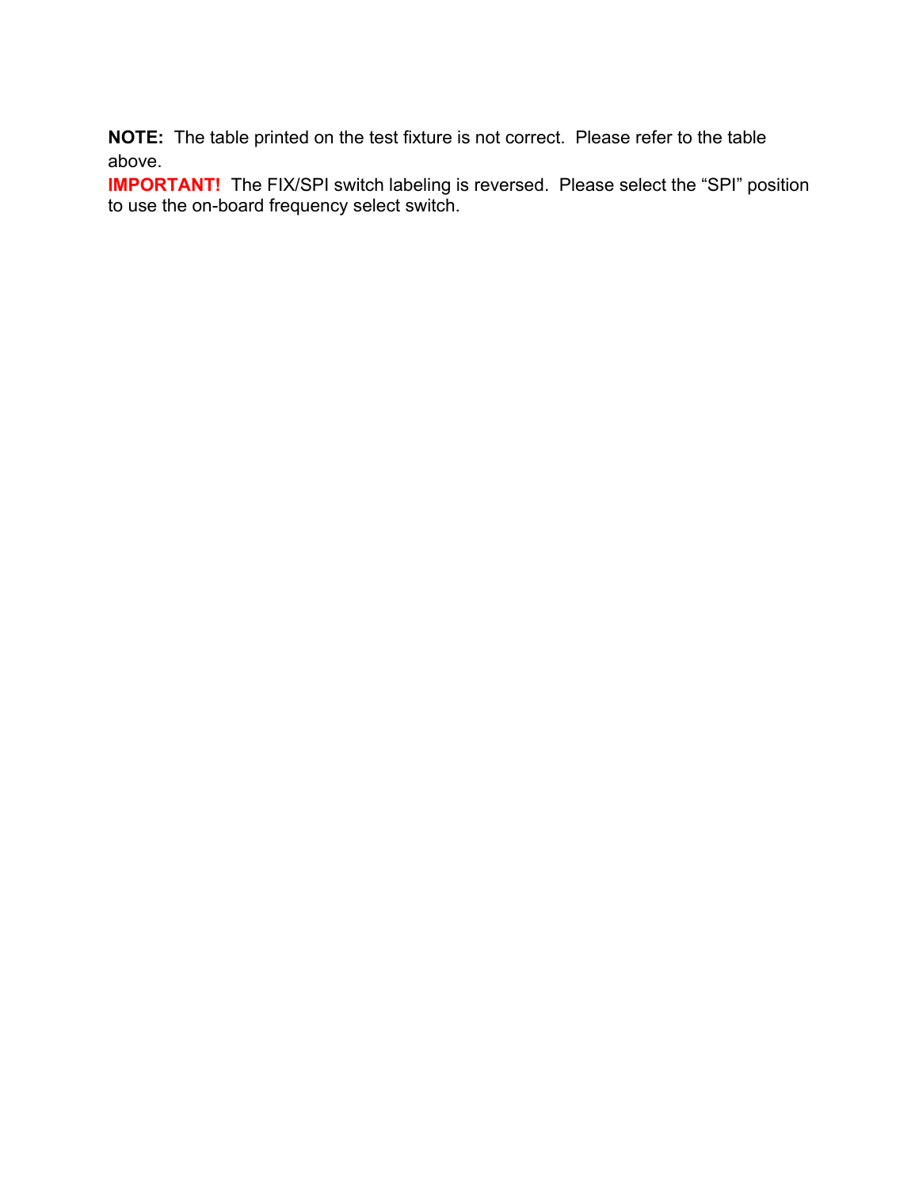**NOTE:** The table printed on the test fixture is not correct. Please refer to the table above.

**IMPORTANT!** The FIX/SPI switch labeling is reversed. Please select the "SPI" position to use the on-board frequency select switch.